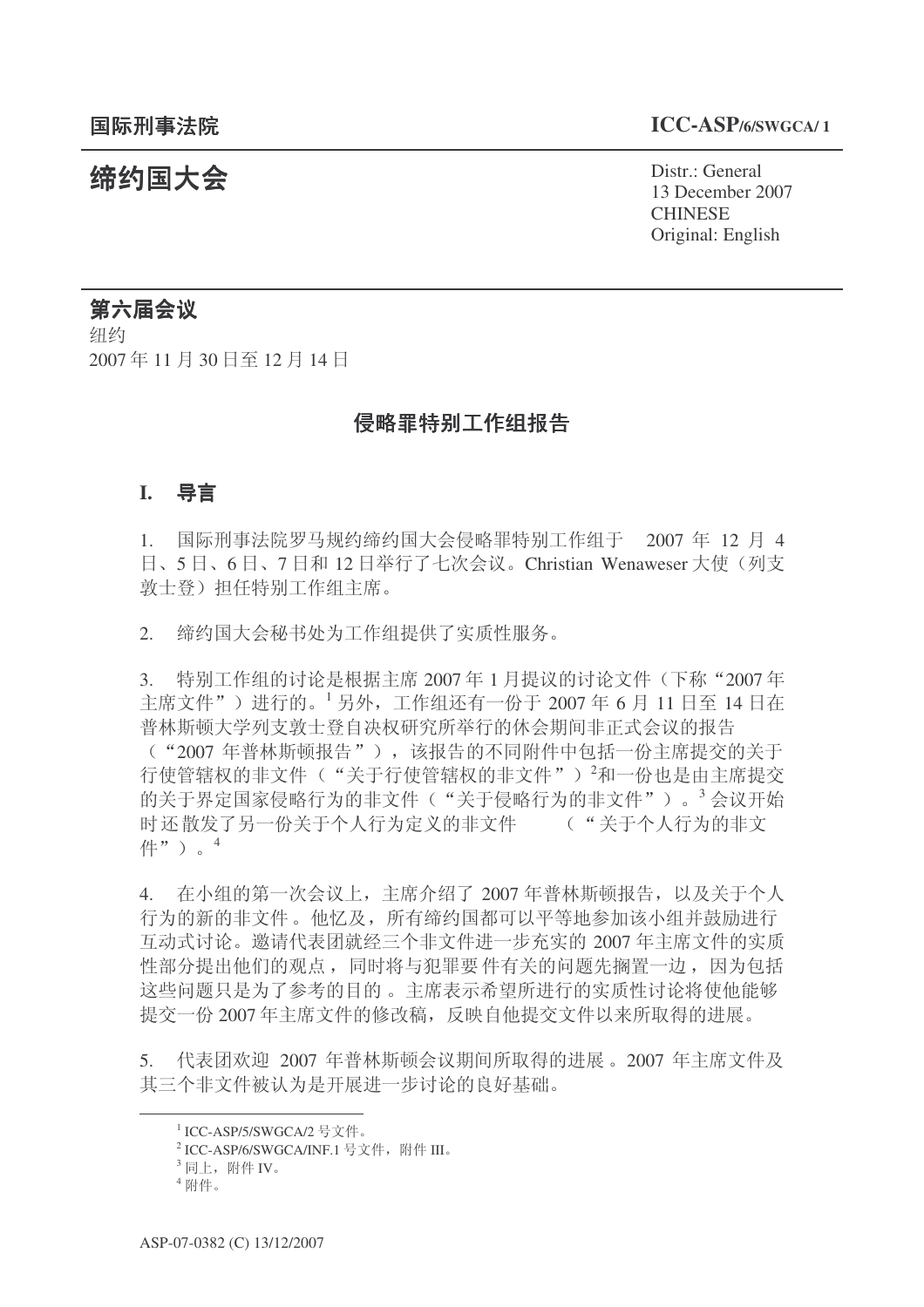国际刑事法院

**ICC-ASP/6/SWGCA/ 1**

# 缔约国大会

Distr.: General
13 December 2007
CHINESE
Original: English

## 第六届会议

组约
2007 年 11 月 30 日至 12 月 14 日

## 侵略罪特别工作组报告

### I. 导言

1. 国际刑事法院罗马规约缔约国大会侵略罪特别工作组于 2007 年 12 月 4 日、5 日、6 日、7 日和 12 日举行了七次会议。Christian Wenaweser 大使（列支敦士登）担任特别工作组主席。

2. 缔约国大会秘书处为工作组提供了实质性服务。

3. 特别工作组的讨论是根据主席 2007 年 1 月提议的讨论文件（下称“2007 年主席文件”）进行的。[1] 另外，工作组还有一份于 2007 年 6 月 11 日至 14 日在普林斯顿大学列支敦士登自决权研究所举行的休会期间非正式会议的报告（“2007 年普林斯顿报告”），该报告的不同附件中包括一份主席提交的关于行使管辖权的非文件（“关于行使管辖权的非文件”）[2]和一份也是由主席提交的关于界定国家侵略行为的非文件（“关于侵略行为的非文件”）。[3] 会议开始时还散发了另一份关于个人行为定义的非文件（“关于个人行为的非文件”）。[4]

4. 在小组的第一次会议上，主席介绍了 2007 年普林斯顿报告，以及关于个人行为的新的非文件。他忆及，所有缔约国都可以平等地参加该小组并鼓励进行互动式讨论。邀请代表团就经三个非文件进一步充实的 2007 年主席文件的实质性部分提出他们的观点，同时将与犯罪要件有关的问题先搁置一边，因为包括这些问题只是为了参考的目的。主席表示希望所进行的实质性讨论将使他能够提交一份 2007 年主席文件的修改稿，反映自他提交文件以来所取得的进展。

5. 代表团欢迎 2007 年普林斯顿会议期间所取得的进展。2007 年主席文件及其三个非文件被认为是开展进一步讨论的良好基础。

---

[1] ICC-ASP/5/SWGCA/2 号文件。

[2] ICC-ASP/6/SWGCA/INF.1 号文件，附件 III。

[3] 同上，附件 IV。

[4] 附件。

ASP-07-0382 (C) 13/12/2007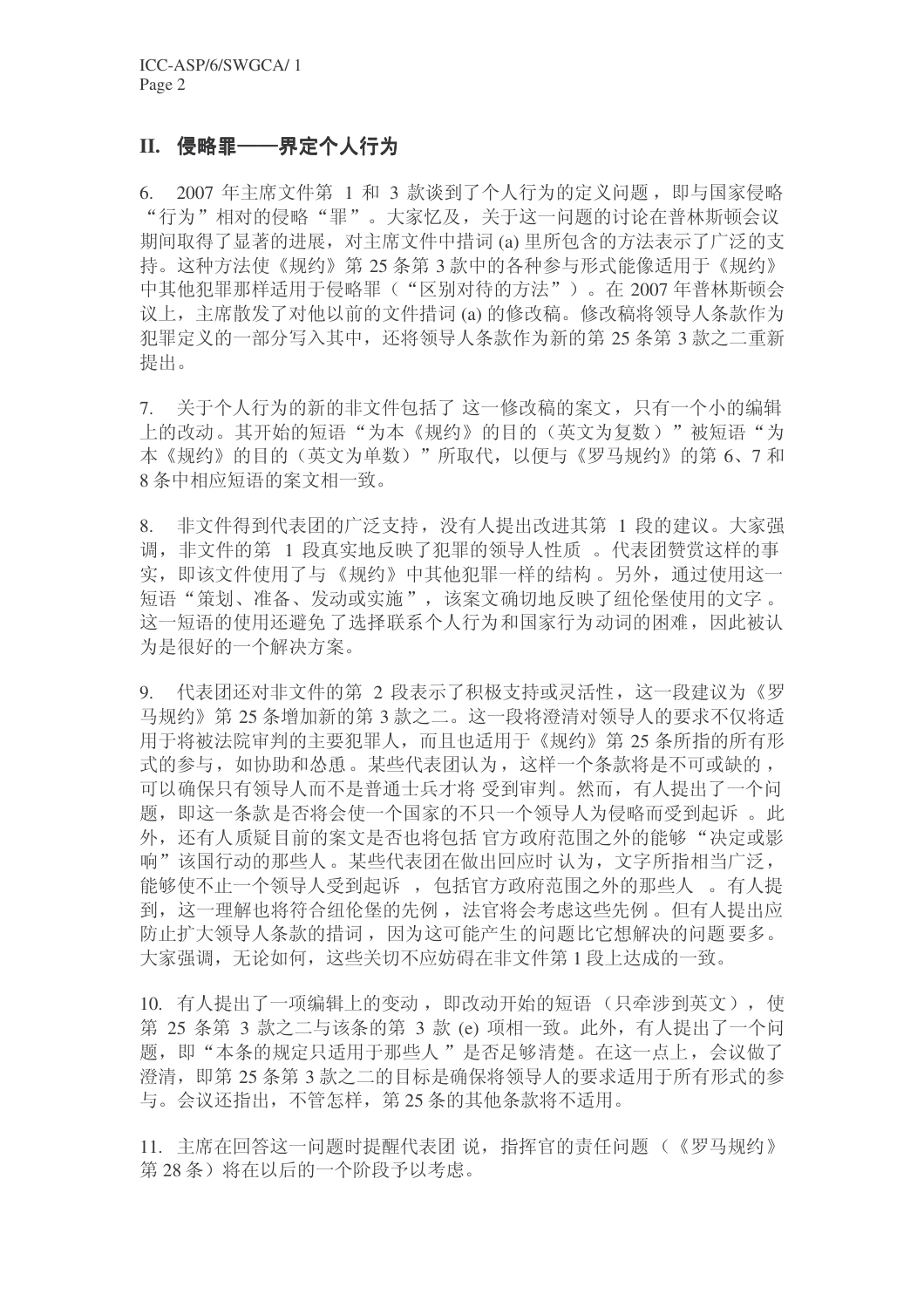## II. 侵略罪——界定个人行为

6. 2007 年主席文件第 1 和 3 款谈到了个人行为的定义问题，即与国家侵略“行为”相对的侵略“罪”。大家忆及，关于这一问题的讨论在普林斯顿会议期间取得了显著的进展，对主席文件中措词 (a) 里所包含的方法表示了广泛的支持。这种方法使《规约》第 25 条第 3 款中的各种参与形式能像适用于《规约》中其他犯罪那样适用于侵略罪（“区别对待的方法”）。在 2007 年普林斯顿会议上，主席散发了对他以前的文件措词 (a) 的修改稿。修改稿将领导人条款作为犯罪定义的一部分写入其中，还将领导人条款作为新的第 25 条第 3 款之二重新提出。

7. 关于个人行为的新的非文件包括了这一修改稿的案文，只有一个小的编辑上的改动。其开始的短语“为本《规约》的目的（英文为复数）”被短语“为本《规约》的目的（英文为单数）”所取代，以便与《罗马规约》的第 6、7 和 8 条中相应短语的案文相一致。

8. 非文件得到代表团的广泛支持，没有人提出改进其第 1 段的建议。大家强调，非文件的第 1 段真实地反映了犯罪的领导人性质。代表团赞赏这样的事实，即该文件使用了与《规约》中其他犯罪一样的结构。另外，通过使用这一短语“策划、准备、发动或实施”，该案文确切地反映了纽伦堡使用的文字。这一短语的使用还避免了选择联系个人行为和国家行为动词的困难，因此被认为是很好的一个解决方案。

9. 代表团还对非文件的第 2 段表示了积极支持或灵活性，这一段建议为《罗马规约》第 25 条增加新的第 3 款之二。这一段将澄清对领导人的要求不仅将适用于将被法院审判的主要犯罪人，而且也适用于《规约》第 25 条所指的所有形式的参与，如协助和怂恿。某些代表团认为，这样一个条款将是不可或缺的，可以确保只有领导人而不是普通士兵才将受到审判。然而，有人提出了一个问题，即这一条款是否将会使一个国家的不只一个领导人为侵略而受到起诉。此外，还有人质疑目前的案文是否也将包括官方政府范围之外的能够“决定或影响”该国行动的那些人。某些代表团在做出回应时认为，文字所指相当广泛，能够使不止一个领导人受到起诉，包括官方政府范围之外的那些人。有人提到，这一理解也将符合纽伦堡的先例，法官将会考虑这些先例。但有人提出应防止扩大领导人条款的措词，因为这可能产生的问题比它想解决的问题要多。大家强调，无论如何，这些关切不应妨碍在非文件第 1 段上达成的一致。

10. 有人提出了一项编辑上的变动，即改动开始的短语（只牵涉到英文），使第 25 条第 3 款之二与该条的第 3 款 (e) 项相一致。此外，有人提出了一个问题，即“本条的规定只适用于那些人”是否足够清楚。在这一点上，会议做了澄清，即第 25 条第 3 款之二的目标是确保将领导人的要求适用于所有形式的参与。会议还指出，不管怎样，第 25 条的其他条款将不适用。

11. 主席在回答这一问题时提醒代表团说，指挥官的责任问题（《罗马规约》第 28 条）将在以后的一个阶段予以考虑。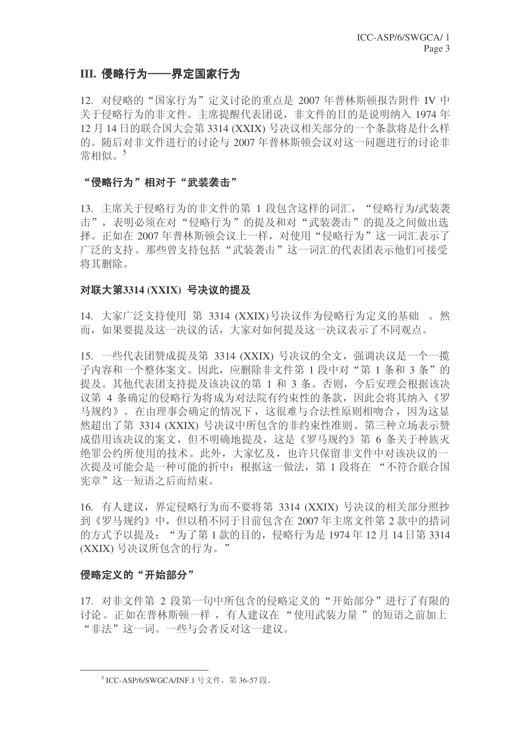## III. 侵略行为——界定国家行为

12. 对侵略的"国家行为"定义讨论的重点是 2007 年普林斯顿报告附件 IV 中关于侵略行为的非文件。主席提醒代表团说，非文件的目的是说明纳入 1974 年 12 月 14 日的联合国大会第 3314 (XXIX) 号决议相关部分的一个条款将是什么样的。随后对非文件进行的讨论与 2007 年普林斯顿会议对这一问题进行的讨论非常相似。[5]

### "侵略行为"相对于"武装袭击"

13. 主席关于侵略行为的非文件的第 1 段包含这样的词汇，"侵略行为/武装袭击"，表明必须在对"侵略行为"的提及和对"武装袭击"的提及之间做出选择。正如在 2007 年普林斯顿会议上一样，对使用"侵略行为"这一词汇表示了广泛的支持。那些曾支持包括"武装袭击"这一词汇的代表团表示他们可接受将其删除。

### 对联大第3314 (XXIX) 号决议的提及

14. 大家广泛支持使用 第 3314 (XXIX)号决议作为侵略行为定义的基础 。然而，如果要提及这一决议的话，大家对如何提及这一决议表示了不同观点。

15. 一些代表团赞成提及第 3314 (XXIX) 号决议的全文，强调决议是一个一揽子内容和一个整体案文。因此，应删除非文件第 1 段中对"第 1 条和 3 条"的提及。其他代表团支持提及该决议的第 1 和 3 条。否则，今后安理会根据该决议第 4 条确定的侵略行为将成为对法院有约束性的条款，因此会将其纳入《罗马规约》。在由理事会确定的情况下，这很难与合法性原则相吻合，因为这显然超出了第 3314 (XXIX) 号决议中所包含的非约束性准则。第三种立场表示赞成借用该决议的案文，但不明确地提及，这是《罗马规约》第 6 条关于种族灭绝罪公约所使用的技术。此外，大家忆及，也许只保留非文件中对该决议的一次提及可能会是一种可能的折中：根据这一做法，第 1 段将在 "不符合联合国宪章"这一短语之后而结束。

16. 有人建议，界定侵略行为而不要将第 3314 (XXIX) 号决议的相关部分照抄到《罗马规约》中，但以稍不同于目前包含在 2007 年主席文件第 2 款中的措词的方式予以提及："为了第 1 款的目的，侵略行为是 1974 年 12 月 14 日第 3314 (XXIX) 号决议所包含的行为。"

### 侵略定义的"开始部分"

17. 对非文件第 2 段第一句中所包含的侵略定义的"开始部分"进行了有限的讨论。正如在普林斯顿一样 ，有人建议在 "使用武装力量 "的短语之前加上"非法"这一词。一些与会者反对这一建议。

---

[5] ICC-ASP/6/SWGCA/INF.1 号文件，第 36-57 段。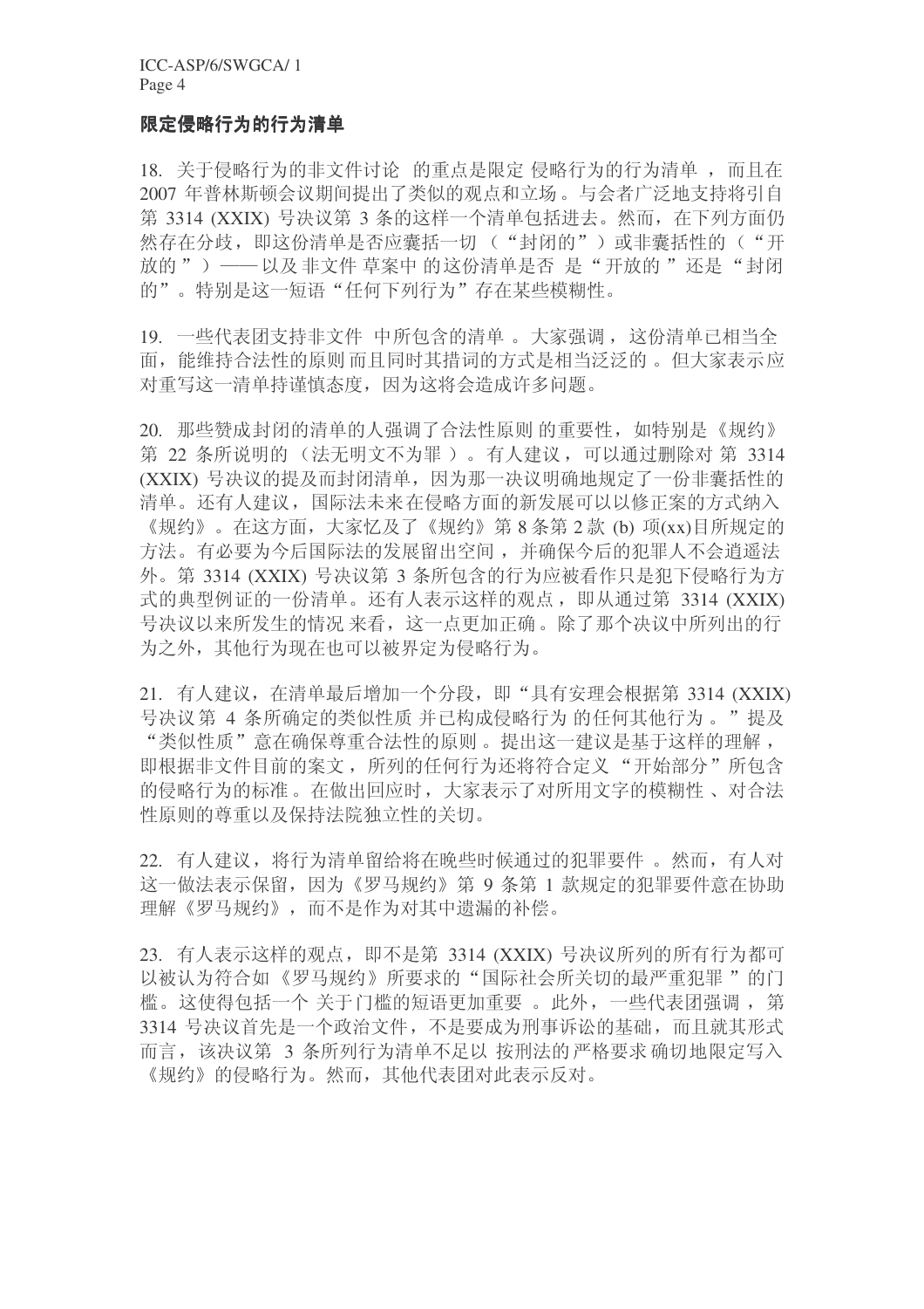### 限定侵略行为的行为清单

18. 关于侵略行为的非文件讨论 的重点是限定 侵略行为的行为清单 ，而且在 2007 年普林斯顿会议期间提出了类似的观点和立场。与会者广泛地支持将引自第 3314 (XXIX) 号决议第 3 条的这样一个清单包括进去。然而，在下列方面仍然存在分歧，即这份清单是否应囊括一切（“封闭的”）或非囊括性的（“开放的”）——以及非文件 草案中 的这份清单是否 是“开放的 ”还是“封闭的”。特别是这一短语“任何下列行为”存在某些模糊性。

19. 一些代表团支持非文件 中所包含的清单 。大家强调，这份清单已相当全面，能维持合法性的原则 而且同时其措词的方式是相当泛泛的 。但大家表示应对重写这一清单持谨慎态度，因为这将会造成许多问题。

20. 那些赞成封闭的清单的人强调了合法性原则 的重要性，如特别是《规约》第 22 条所说明的（法无明文不为罪 ）。有人建议，可以通过删除对 第 3314 (XXIX) 号决议的提及而封闭清单，因为那一决议明确地规定了一份非囊括性的清单。还有人建议，国际法未来在侵略方面的新发展可以以修正案的方式纳入《规约》。在这方面，大家忆及了《规约》第 8 条第 2 款 (b) 项(xx)目所规定的方法。有必要为今后国际法的发展留出空间 ，并确保今后的犯罪人不会逍遥法外。第 3314 (XXIX) 号决议第 3 条所包含的行为应被看作只是犯下侵略行为方式的典型例证的一份清单。还有人表示这样的观点 ，即从通过第 3314 (XXIX) 号决议以来所发生的情况 来看，这一点更加正确 。除了那个决议中所列出的行为之外，其他行为现在也可以被界定为侵略行为。

21. 有人建议，在清单最后增加一个分段，即“具有安理会根据第 3314 (XXIX) 号决议第 4 条所确定的类似性质 并已构成侵略行为 的任何其他行为 。”提及“类似性质”意在确保尊重合法性的原则 。提出这一建议是基于这样的理解 ，即根据非文件目前的案文 ，所列的任何行为还将符合定义“开始部分”所包含的侵略行为的标准 。在做出回应时，大家表示了对所用文字的模糊性 、对合法性原则的尊重以及保持法院独立性的关切。

22. 有人建议，将行为清单留给将在晚些时候通过的犯罪要件 。然而，有人对这一做法表示保留，因为《罗马规约》第 9 条第 1 款规定的犯罪要件意在协助理解《罗马规约》，而不是作为对其中遗漏的补偿。

23. 有人表示这样的观点，即不是第 3314 (XXIX) 号决议所列的所有行为都可以被认为符合如《罗马规约》所要求的“国际社会所关切的最严重犯罪 ”的门槛。这使得包括一个 关于门槛的短语更加重要 。此外，一些代表团强调 ，第 3314 号决议首先是一个政治文件，不是要成为刑事诉讼的基础，而且就其形式而言，该决议第 3 条所列行为清单不足以 按刑法的严格要求确切地限定写入《规约》的侵略行为。然而，其他代表团对此表示反对。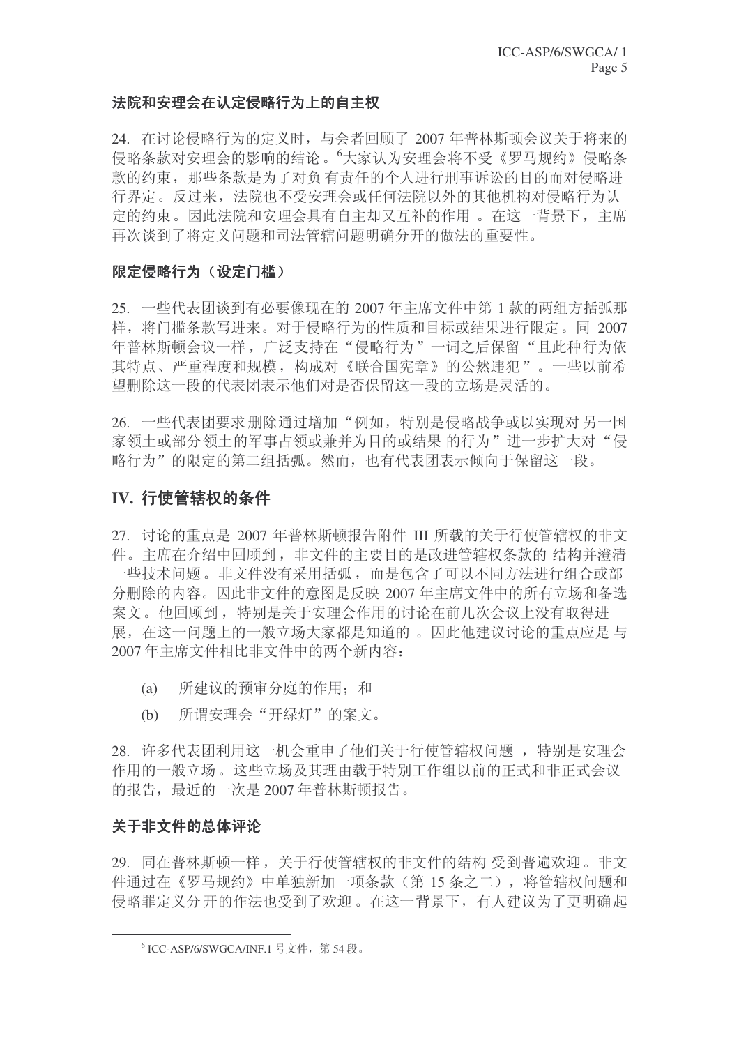### 法院和安理会在认定侵略行为上的自主权

24. 在讨论侵略行为的定义时，与会者回顾了 2007 年普林斯顿会议关于将来的侵略条款对安理会的影响的结论。[6]大家认为安理会将不受《罗马规约》侵略条款的约束，那些条款是为了对负有责任的个人进行刑事诉讼的目的而对侵略进行界定。反过来，法院也不受安理会或任何法院以外的其他机构对侵略行为认定的约束。因此法院和安理会具有自主却又互补的作用。在这一背景下，主席再次谈到了将定义问题和司法管辖问题明确分开的做法的重要性。

### 限定侵略行为（设定门槛）

25. 一些代表团谈到有必要像现在的 2007 年主席文件中第 1 款的两组方括弧那样，将门槛条款写进来。对于侵略行为的性质和目标或结果进行限定。同 2007 年普林斯顿会议一样，广泛支持在"侵略行为"一词之后保留"且此种行为依其特点、严重程度和规模，构成对《联合国宪章》的公然违犯"。一些以前希望删除这一段的代表团表示他们对是否保留这一段的立场是灵活的。

26. 一些代表团要求删除通过增加"例如，特别是侵略战争或以实现对另一国家领土或部分领土的军事占领或兼并为目的或结果的行为"进一步扩大对"侵略行为"的限定的第二组括弧。然而，也有代表团表示倾向于保留这一段。

## IV. 行使管辖权的条件

27. 讨论的重点是 2007 年普林斯顿报告附件 III 所载的关于行使管辖权的非文件。主席在介绍中回顾到，非文件的主要目的是改进管辖权条款的结构并澄清一些技术问题。非文件没有采用括弧，而是包含了可以不同方法进行组合或部分删除的内容。因此非文件的意图是反映 2007 年主席文件中的所有立场和备选案文。他回顾到，特别是关于安理会作用的讨论在前几次会议上没有取得进展，在这一问题上的一般立场大家都是知道的。因此他建议讨论的重点应是与 2007 年主席文件相比非文件中的两个新内容：

(a) 所建议的预审分庭的作用；和

(b) 所谓安理会"开绿灯"的案文。

28. 许多代表团利用这一机会重申了他们关于行使管辖权问题，特别是安理会作用的一般立场。这些立场及其理由载于特别工作组以前的正式和非正式会议的报告，最近的一次是 2007 年普林斯顿报告。

### 关于非文件的总体评论

29. 同在普林斯顿一样，关于行使管辖权的非文件的结构受到普遍欢迎。非文件通过在《罗马规约》中单独新加一项条款（第 15 条之二），将管辖权问题和侵略罪定义分开的作法也受到了欢迎。在这一背景下，有人建议为了更明确起

---

[6] ICC-ASP/6/SWGCA/INF.1 号文件，第 54 段。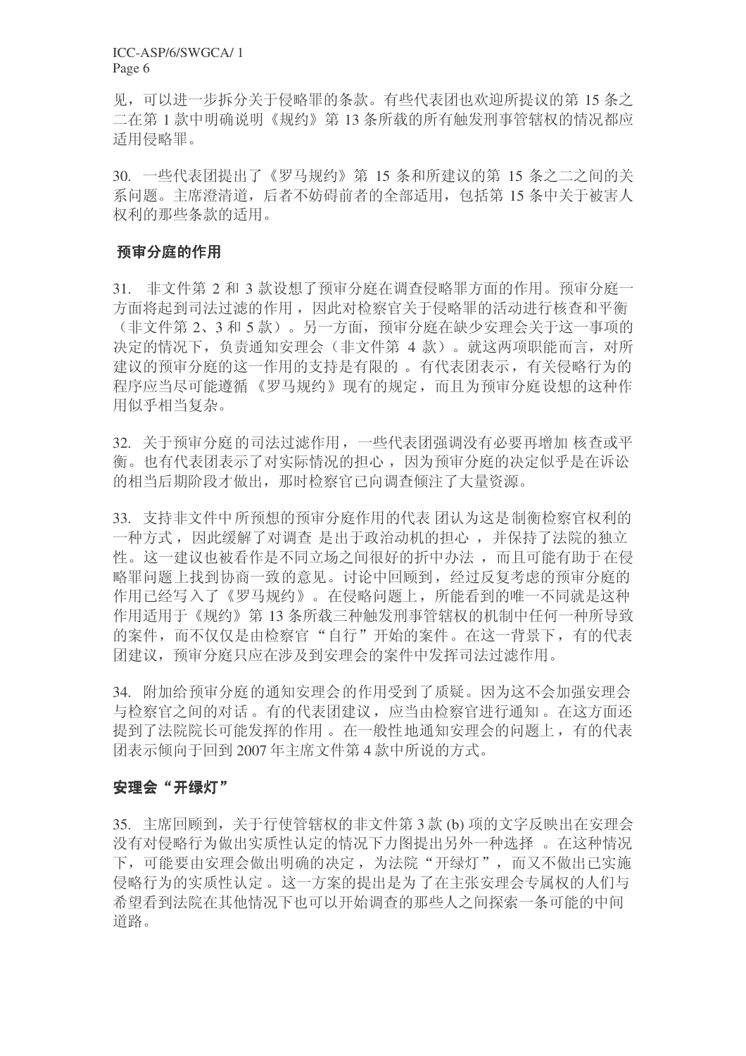见，可以进一步拆分关于侵略罪的条款。有些代表团也欢迎所提议的第 15 条之二在第 1 款中明确说明《规约》第 13 条所载的所有触发刑事管辖权的情况都应适用侵略罪。

30. 一些代表团提出了《罗马规约》第 15 条和所建议的第 15 条之二之间的关系问题。主席澄清道，后者不妨碍前者的全部适用，包括第 15 条中关于被害人权利的那些条款的适用。

## 预审分庭的作用

31. 非文件第 2 和 3 款设想了预审分庭在调查侵略罪方面的作用。预审分庭一方面将起到司法过滤的作用，因此对检察官关于侵略罪的活动进行核查和平衡（非文件第 2、3 和 5 款）。另一方面，预审分庭在缺少安理会关于这一事项的决定的情况下，负责通知安理会（非文件第 4 款）。就这两项职能而言，对所建议的预审分庭的这一作用的支持是有限的。有代表团表示，有关侵略行为的程序应当尽可能遵循《罗马规约》现有的规定，而且为预审分庭设想的这种作用似乎相当复杂。

32. 关于预审分庭的司法过滤作用，一些代表团强调没有必要再增加核查或平衡。也有代表团表示了对实际情况的担心，因为预审分庭的决定似乎是在诉讼的相当后期阶段才做出，那时检察官已向调查倾注了大量资源。

33. 支持非文件中所预想的预审分庭作用的代表团认为这是制衡检察官权利的一种方式，因此缓解了对调查是出于政治动机的担心，并保持了法院的独立性。这一建议也被看作是不同立场之间很好的折中办法，而且可能有助于在侵略罪问题上找到协商一致的意见。讨论中回顾到，经过反复考虑的预审分庭的作用已经写入了《罗马规约》。在侵略问题上，所能看到的唯一不同就是这种作用适用于《规约》第 13 条所载三种触发刑事管辖权的机制中任何一种所导致的案件，而不仅仅是由检察官"自行"开始的案件。在这一背景下，有的代表团建议，预审分庭只应在涉及到安理会的案件中发挥司法过滤作用。

34. 附加给预审分庭的通知安理会的作用受到了质疑。因为这不会加强安理会与检察官之间的对话。有的代表团建议，应当由检察官进行通知。在这方面还提到了法院院长可能发挥的作用。在一般性地通知安理会的问题上，有的代表团表示倾向于回到 2007 年主席文件第 4 款中所说的方式。

## 安理会"开绿灯"

35. 主席回顾到，关于行使管辖权的非文件第 3 款 (b) 项的文字反映出在安理会没有对侵略行为做出实质性认定的情况下力图提出另外一种选择。在这种情况下，可能要由安理会做出明确的决定，为法院"开绿灯"，而又不做出已实施侵略行为的实质性认定。这一方案的提出是为了在主张安理会专属权的人们与希望看到法院在其他情况下也可以开始调查的那些人之间探索一条可能的中间道路。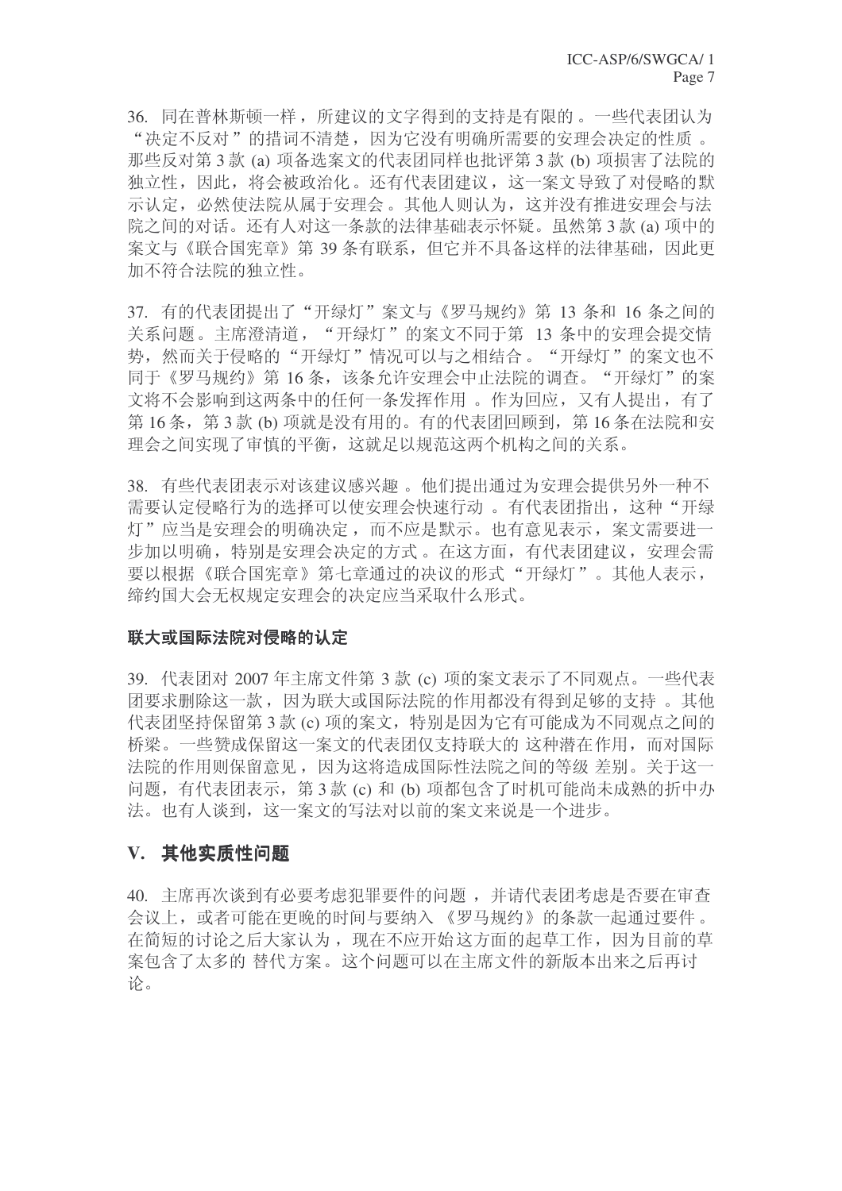36. 同在普林斯顿一样，所建议的文字得到的支持是有限的。一些代表团认为“决定不反对”的措词不清楚，因为它没有明确所需要的安理会决定的性质。那些反对第 3 款 (a) 项备选案文的代表团同样也批评第 3 款 (b) 项损害了法院的独立性，因此，将会被政治化。还有代表团建议，这一案文导致了对侵略的默示认定，必然使法院从属于安理会。其他人则认为，这并没有推进安理会与法院之间的对话。还有人对这一条款的法律基础表示怀疑。虽然第 3 款 (a) 项中的案文与《联合国宪章》第 39 条有联系，但它并不具备这样的法律基础，因此更加不符合法院的独立性。

37. 有的代表团提出了“开绿灯”案文与《罗马规约》第 13 条和 16 条之间的关系问题。主席澄清道，“开绿灯”的案文不同于第 13 条中的安理会提交情势，然而关于侵略的“开绿灯”情况可以与之相结合。“开绿灯”的案文也不同于《罗马规约》第 16 条，该条允许安理会中止法院的调查。“开绿灯”的案文将不会影响到这两条中的任何一条发挥作用。作为回应，又有人提出，有了第 16 条，第 3 款 (b) 项就是没有用的。有的代表团回顾到，第 16 条在法院和安理会之间实现了审慎的平衡，这就足以规范这两个机构之间的关系。

38. 有些代表团表示对该建议感兴趣。他们提出通过为安理会提供另外一种不需要认定侵略行为的选择可以使安理会快速行动。有代表团指出，这种“开绿灯”应当是安理会的明确决定，而不应是默示。也有意见表示，案文需要进一步加以明确，特别是安理会决定的方式。在这方面，有代表团建议，安理会需要以根据《联合国宪章》第七章通过的决议的形式“开绿灯”。其他人表示，缔约国大会无权规定安理会的决定应当采取什么形式。

**联大或国际法院对侵略的认定**

39. 代表团对 2007 年主席文件第 3 款 (c) 项的案文表示了不同观点。一些代表团要求删除这一款，因为联大或国际法院的作用都没有得到足够的支持。其他代表团坚持保留第 3 款 (c) 项的案文，特别是因为它有可能成为不同观点之间的桥梁。一些赞成保留这一案文的代表团仅支持联大的这种潜在作用，而对国际法院的作用则保留意见，因为这将造成国际性法院之间的等级差别。关于这一问题，有代表团表示，第 3 款 (c) 和 (b) 项都包含了时机可能尚未成熟的折中办法。也有人谈到，这一案文的写法对以前的案文来说是一个进步。

## V. 其他实质性问题

40. 主席再次谈到有必要考虑犯罪要件的问题，并请代表团考虑是否要在审查会议上，或者可能在更晚的时间与要纳入《罗马规约》的条款一起通过要件。在简短的讨论之后大家认为，现在不应开始这方面的起草工作，因为目前的草案包含了太多的替代方案。这个问题可以在主席文件的新版本出来之后再讨论。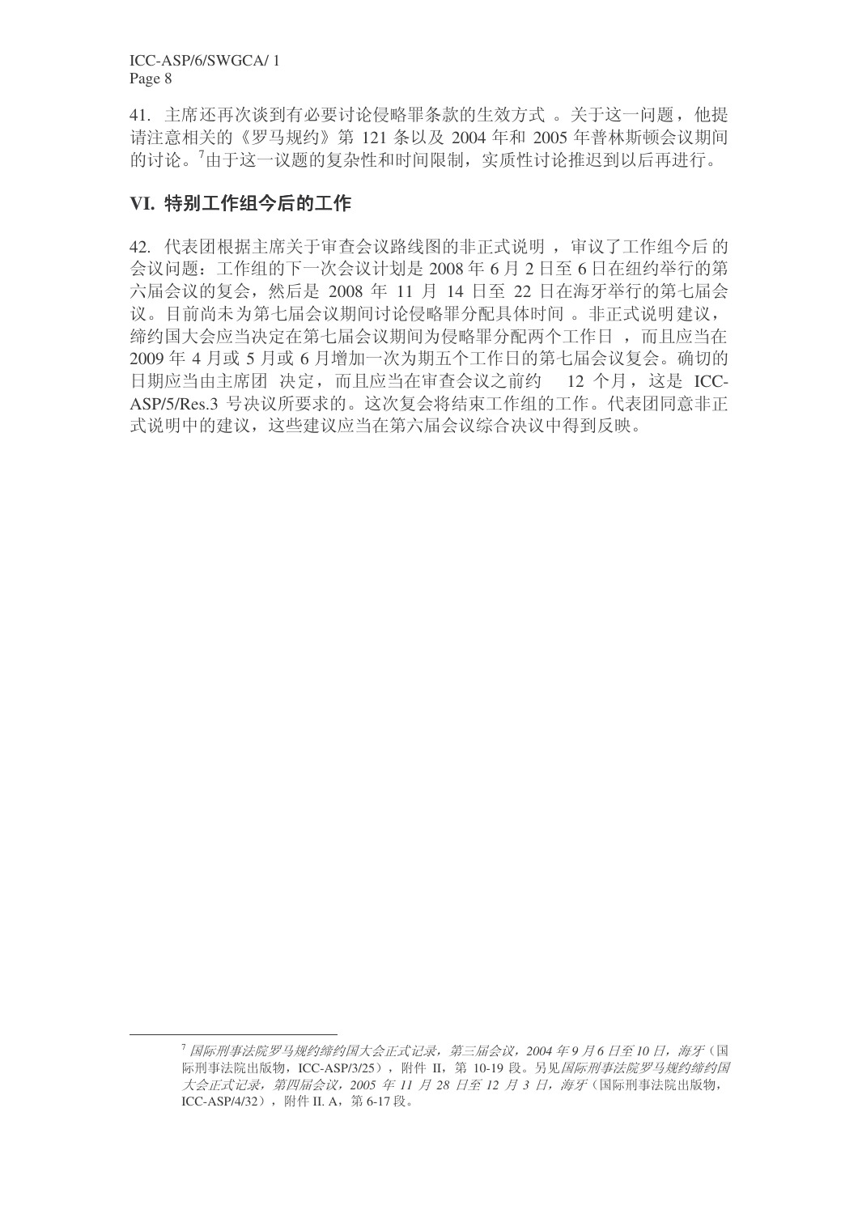41. 主席还再次谈到有必要讨论侵略罪条款的生效方式 。关于这一问题，他提请注意相关的《罗马规约》第 121 条以及 2004 年和 2005 年普林斯顿会议期间的讨论。[7]由于这一议题的复杂性和时间限制，实质性讨论推迟到以后再进行。

## VI. 特别工作组今后的工作

42. 代表团根据主席关于审查会议路线图的非正式说明 ，审议了工作组今后 的会议问题：工作组的下一次会议计划是 2008 年 6 月 2 日至 6 日在纽约举行的第六届会议的复会，然后是 2008 年 11 月 14 日至 22 日在海牙举行的第七届会议。目前尚未为第七届会议期间讨论侵略罪分配具体时间 。非正式说明建议，缔约国大会应当决定在第七届会议期间为侵略罪分配两个工作日 ，而且应当在 2009 年 4 月或 5 月或 6 月增加一次为期五个工作日的第七届会议复会。确切的日期应当由主席团 决定，而且应当在审查会议之前约 12 个月，这是 ICC-ASP/5/Res.3 号决议所要求的。这次复会将结束工作组的工作。代表团同意非正式说明中的建议，这些建议应当在第六届会议综合决议中得到反映。

---

[7] *国际刑事法院罗马规约缔约国大会正式记录，第三届会议，2004 年 9 月 6 日至 10 日，海牙*（国际刑事法院出版物，ICC-ASP/3/25），附件 II，第 10-19 段。另见*国际刑事法院罗马规约缔约国大会正式记录，第四届会议，2005 年 11 月 28 日至 12 月 3 日，海牙*（国际刑事法院出版物，ICC-ASP/4/32），附件 II. A，第 6-17 段。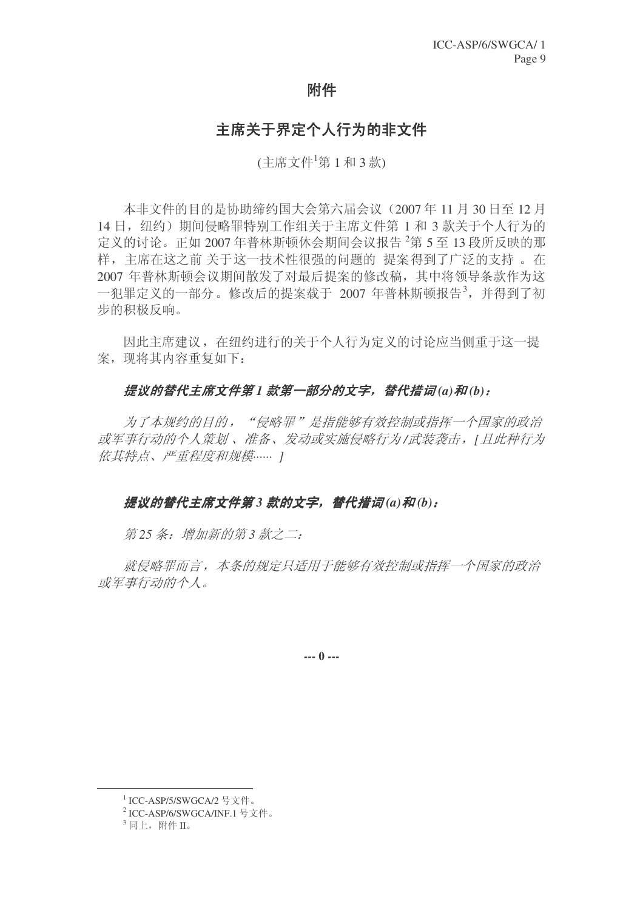# 附件

## 主席关于界定个人行为的非文件

(主席文件[1]第 1 和 3 款)

本非文件的目的是协助缔约国大会第六届会议（2007 年 11 月 30 日至 12 月 14 日，纽约）期间侵略罪特别工作组关于主席文件第 1 和 3 款关于个人行为的定义的讨论。正如 2007 年普林斯顿休会期间会议报告[2]第 5 至 13 段所反映的那样，主席在这之前 关于这一技术性很强的问题的 提案得到了广泛的支持 。在 2007 年普林斯顿会议期间散发了对最后提案的修改稿，其中将领导条款作为这一犯罪定义的一部分。修改后的提案载于 2007 年普林斯顿报告[3]，并得到了初步的积极反响。

因此主席建议，在纽约进行的关于个人行为定义的讨论应当侧重于这一提案，现将其内容重复如下：

***提议的替代主席文件第 1 款第一部分的文字，替代措词(a)和(b)：***

*为了本规约的目的，“侵略罪”是指能够有效控制或指挥一个国家的政治或军事行动的个人策划 、准备、发动或实施侵略行为/武装袭击，[且此种行为依其特点、严重程度和规模...... ]*

***提议的替代主席文件第 3 款的文字，替代措词(a)和(b)：***

*第 25 条：增加新的第 3 款之二：*

*就侵略罪而言，本条的规定只适用于能够有效控制或指挥一个国家的政治或军事行动的个人。*

**--- 0 ---**

---

[1] ICC-ASP/5/SWGCA/2 号文件。

[2] ICC-ASP/6/SWGCA/INF.1 号文件。

[3] 同上，附件 II。